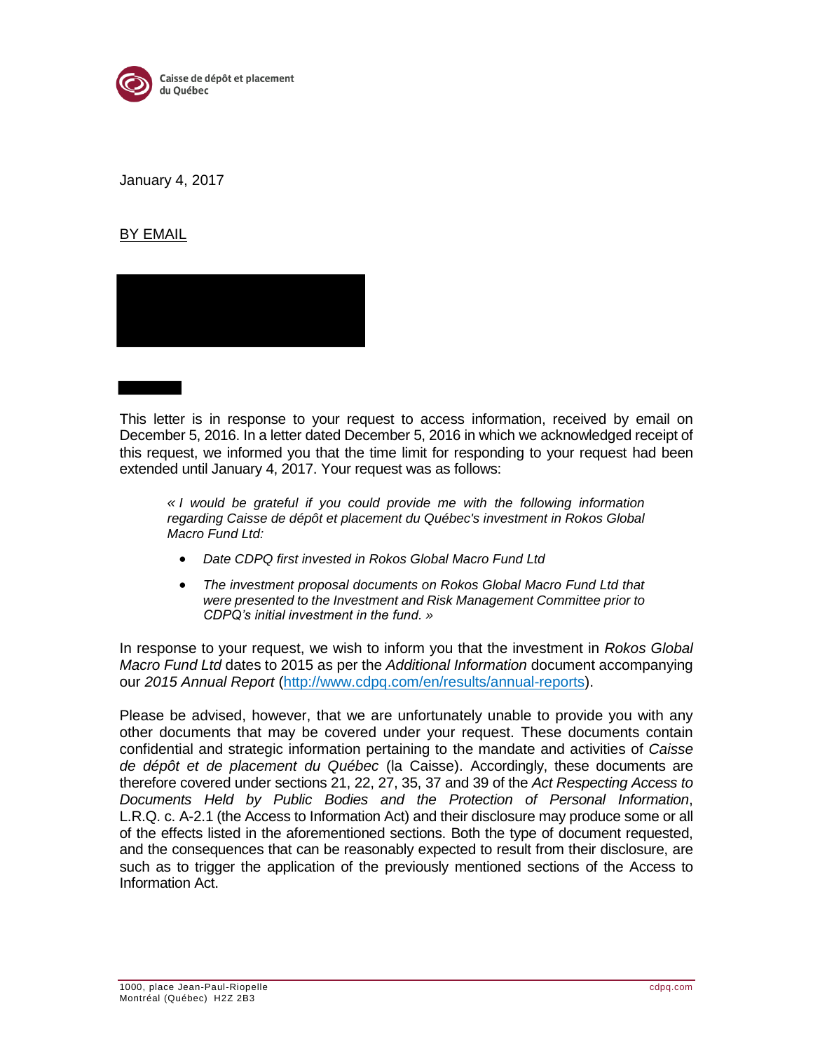Caisse de dépôt et placement du Québec

January 4, 2017

BY EMAIL

This letter is in response to your request to access information, received by email on December 5, 2016. In a letter dated December 5, 2016 in which we acknowledged receipt of this request, we informed you that the time limit for responding to your request had been extended until January 4, 2017. Your request was as follows:

> *« I would be grateful if you could provide me with the following information regarding Caisse de dépôt et placement du Québec's investment in Rokos Global Macro Fund Ltd:*
>
> - *Date CDPQ first invested in Rokos Global Macro Fund Ltd*
> - *The investment proposal documents on Rokos Global Macro Fund Ltd that were presented to the Investment and Risk Management Committee prior to CDPQ's initial investment in the fund. »*

In response to your request, we wish to inform you that the investment in *Rokos Global Macro Fund Ltd* dates to 2015 as per the *Additional Information* document accompanying our *2015 Annual Report* (http://www.cdpq.com/en/results/annual-reports).

Please be advised, however, that we are unfortunately unable to provide you with any other documents that may be covered under your request. These documents contain confidential and strategic information pertaining to the mandate and activities of *Caisse de dépôt et de placement du Québec* (la Caisse). Accordingly, these documents are therefore covered under sections 21, 22, 27, 35, 37 and 39 of the *Act Respecting Access to Documents Held by Public Bodies and the Protection of Personal Information*, L.R.Q. c. A-2.1 (the Access to Information Act) and their disclosure may produce some or all of the effects listed in the aforementioned sections. Both the type of document requested, and the consequences that can be reasonably expected to result from their disclosure, are such as to trigger the application of the previously mentioned sections of the Access to Information Act.

1000, place Jean-Paul-Riopelle
Montréal (Québec) H2Z 2B3

cdpq.com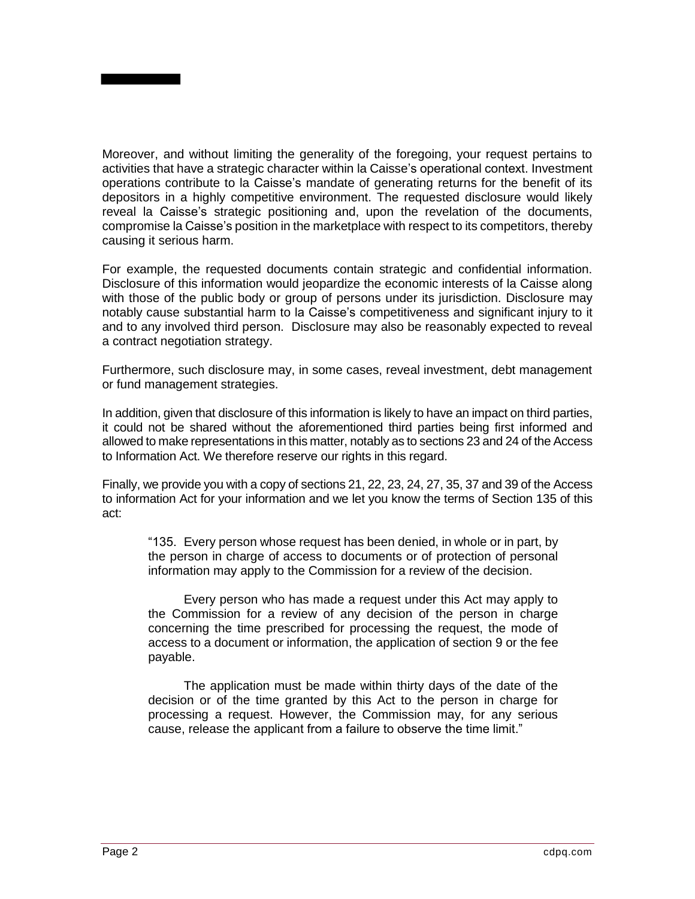Moreover, and without limiting the generality of the foregoing, your request pertains to activities that have a strategic character within la Caisse's operational context. Investment operations contribute to la Caisse's mandate of generating returns for the benefit of its depositors in a highly competitive environment. The requested disclosure would likely reveal la Caisse's strategic positioning and, upon the revelation of the documents, compromise la Caisse's position in the marketplace with respect to its competitors, thereby causing it serious harm.

For example, the requested documents contain strategic and confidential information. Disclosure of this information would jeopardize the economic interests of la Caisse along with those of the public body or group of persons under its jurisdiction. Disclosure may notably cause substantial harm to la Caisse's competitiveness and significant injury to it and to any involved third person. Disclosure may also be reasonably expected to reveal a contract negotiation strategy.

Furthermore, such disclosure may, in some cases, reveal investment, debt management or fund management strategies.

In addition, given that disclosure of this information is likely to have an impact on third parties, it could not be shared without the aforementioned third parties being first informed and allowed to make representations in this matter, notably as to sections 23 and 24 of the Access to Information Act. We therefore reserve our rights in this regard.

Finally, we provide you with a copy of sections 21, 22, 23, 24, 27, 35, 37 and 39 of the Access to information Act for your information and we let you know the terms of Section 135 of this act:

> "135. Every person whose request has been denied, in whole or in part, by the person in charge of access to documents or of protection of personal information may apply to the Commission for a review of the decision.
>
> Every person who has made a request under this Act may apply to the Commission for a review of any decision of the person in charge concerning the time prescribed for processing the request, the mode of access to a document or information, the application of section 9 or the fee payable.
>
> The application must be made within thirty days of the date of the decision or of the time granted by this Act to the person in charge for processing a request. However, the Commission may, for any serious cause, release the applicant from a failure to observe the time limit."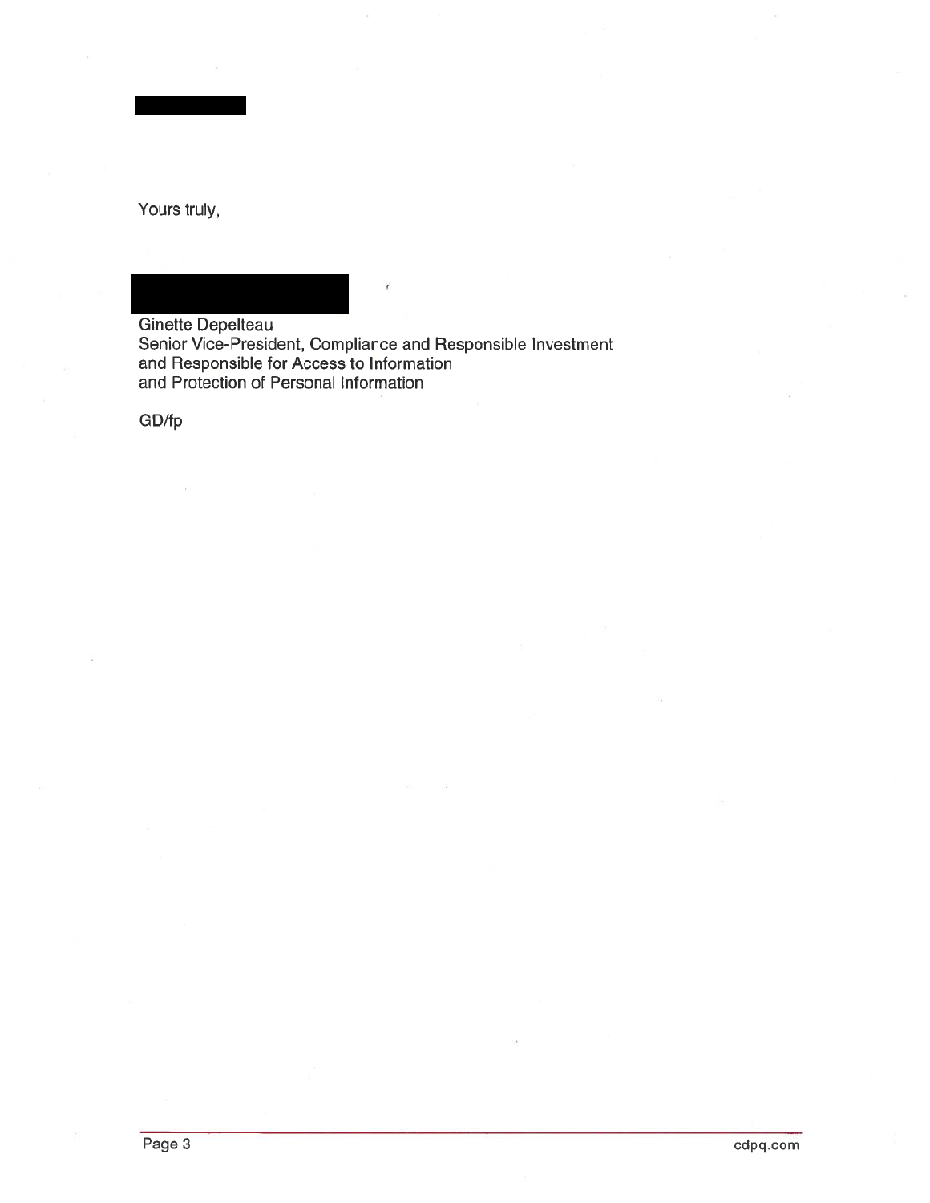Yours truly,

Ginette Depelteau  
Senior Vice-President, Compliance and Responsible Investment  
and Responsible for Access to Information  
and Protection of Personal Information

GD/fp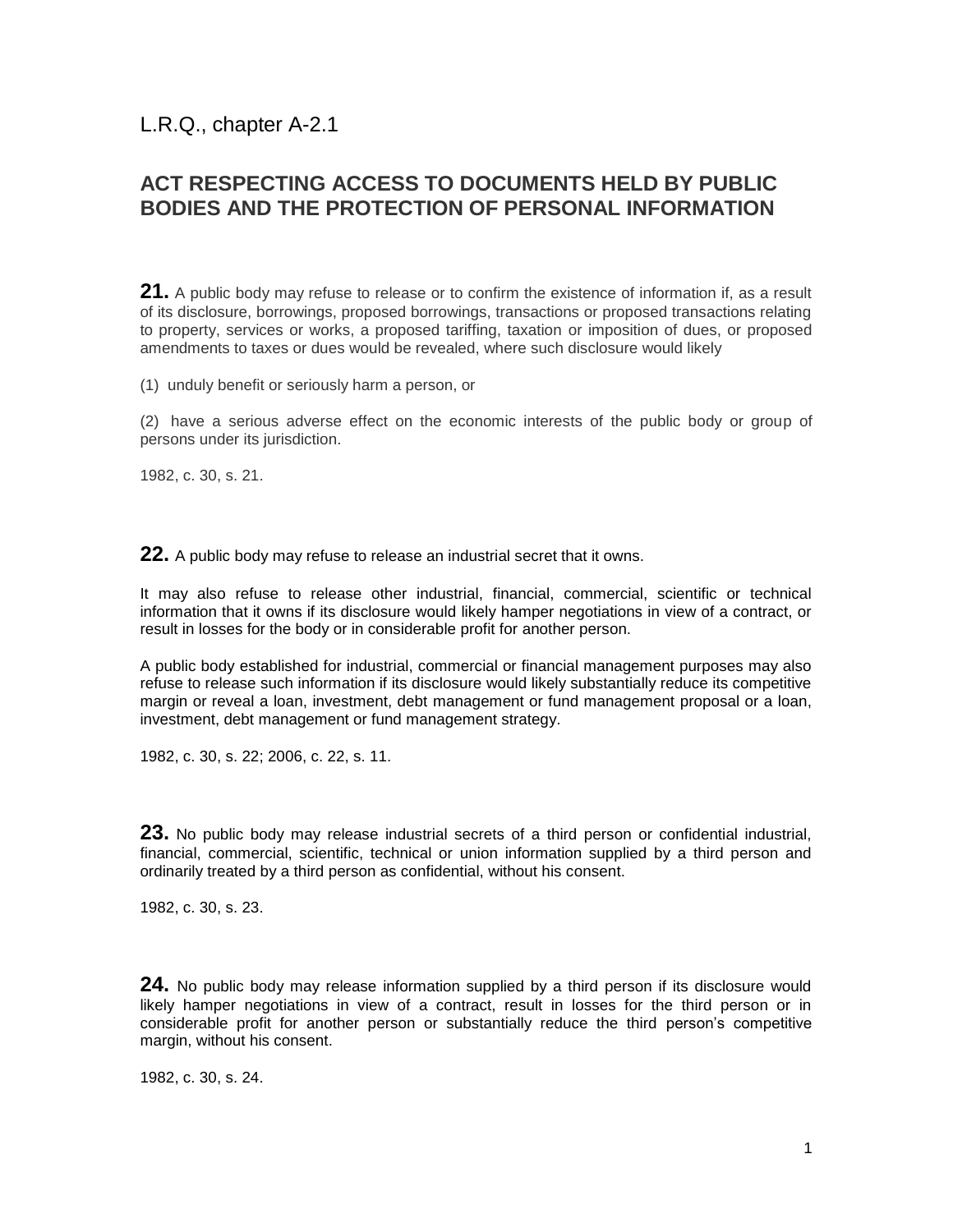L.R.Q., chapter A-2.1

## ACT RESPECTING ACCESS TO DOCUMENTS HELD BY PUBLIC BODIES AND THE PROTECTION OF PERSONAL INFORMATION

**21.** A public body may refuse to release or to confirm the existence of information if, as a result of its disclosure, borrowings, proposed borrowings, transactions or proposed transactions relating to property, services or works, a proposed tariffing, taxation or imposition of dues, or proposed amendments to taxes or dues would be revealed, where such disclosure would likely

(1) unduly benefit or seriously harm a person, or

(2) have a serious adverse effect on the economic interests of the public body or group of persons under its jurisdiction.

1982, c. 30, s. 21.

**22.** A public body may refuse to release an industrial secret that it owns.

It may also refuse to release other industrial, financial, commercial, scientific or technical information that it owns if its disclosure would likely hamper negotiations in view of a contract, or result in losses for the body or in considerable profit for another person.

A public body established for industrial, commercial or financial management purposes may also refuse to release such information if its disclosure would likely substantially reduce its competitive margin or reveal a loan, investment, debt management or fund management proposal or a loan, investment, debt management or fund management strategy.

1982, c. 30, s. 22; 2006, c. 22, s. 11.

**23.** No public body may release industrial secrets of a third person or confidential industrial, financial, commercial, scientific, technical or union information supplied by a third person and ordinarily treated by a third person as confidential, without his consent.

1982, c. 30, s. 23.

**24.** No public body may release information supplied by a third person if its disclosure would likely hamper negotiations in view of a contract, result in losses for the third person or in considerable profit for another person or substantially reduce the third person's competitive margin, without his consent.

1982, c. 30, s. 24.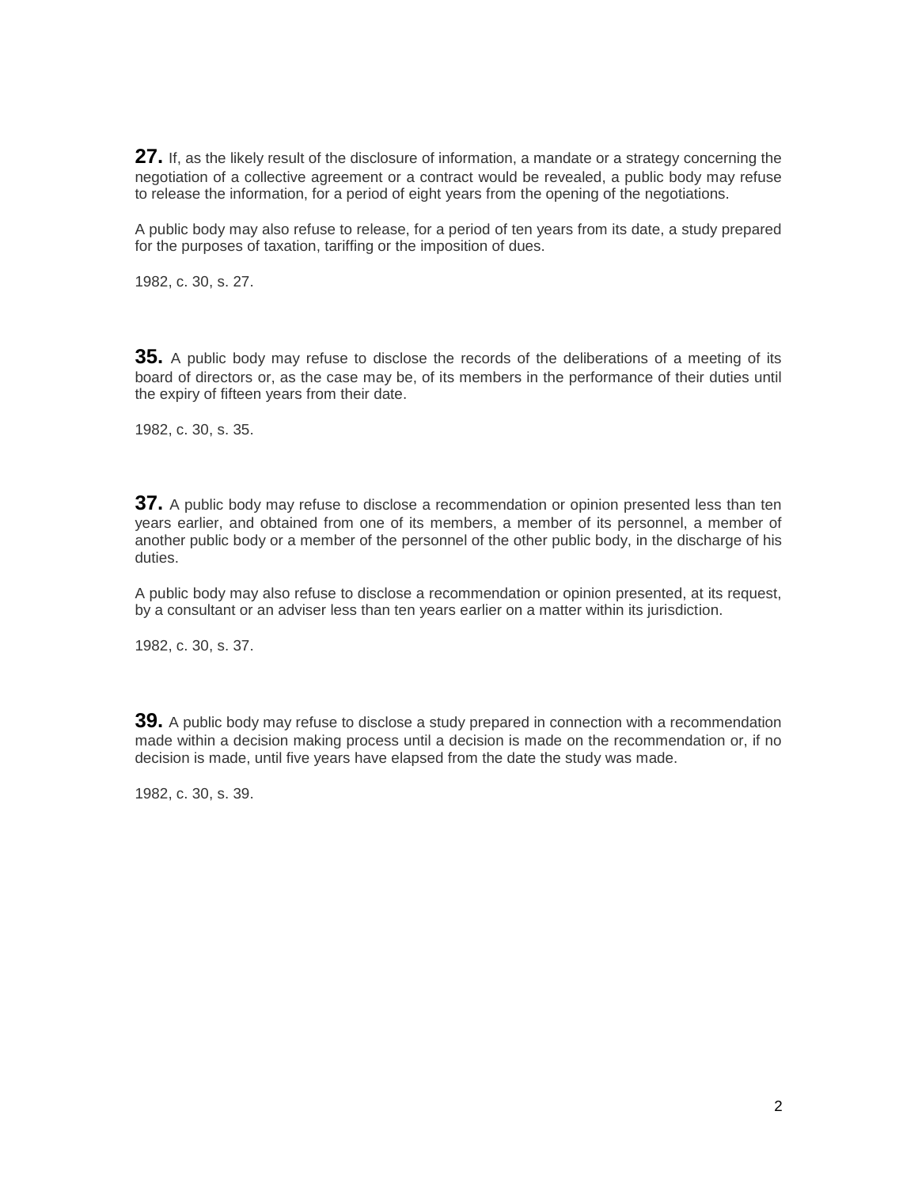**27.** If, as the likely result of the disclosure of information, a mandate or a strategy concerning the negotiation of a collective agreement or a contract would be revealed, a public body may refuse to release the information, for a period of eight years from the opening of the negotiations.

A public body may also refuse to release, for a period of ten years from its date, a study prepared for the purposes of taxation, tariffing or the imposition of dues.

1982, c. 30, s. 27.

**35.** A public body may refuse to disclose the records of the deliberations of a meeting of its board of directors or, as the case may be, of its members in the performance of their duties until the expiry of fifteen years from their date.

1982, c. 30, s. 35.

**37.** A public body may refuse to disclose a recommendation or opinion presented less than ten years earlier, and obtained from one of its members, a member of its personnel, a member of another public body or a member of the personnel of the other public body, in the discharge of his duties.

A public body may also refuse to disclose a recommendation or opinion presented, at its request, by a consultant or an adviser less than ten years earlier on a matter within its jurisdiction.

1982, c. 30, s. 37.

**39.** A public body may refuse to disclose a study prepared in connection with a recommendation made within a decision making process until a decision is made on the recommendation or, if no decision is made, until five years have elapsed from the date the study was made.

1982, c. 30, s. 39.